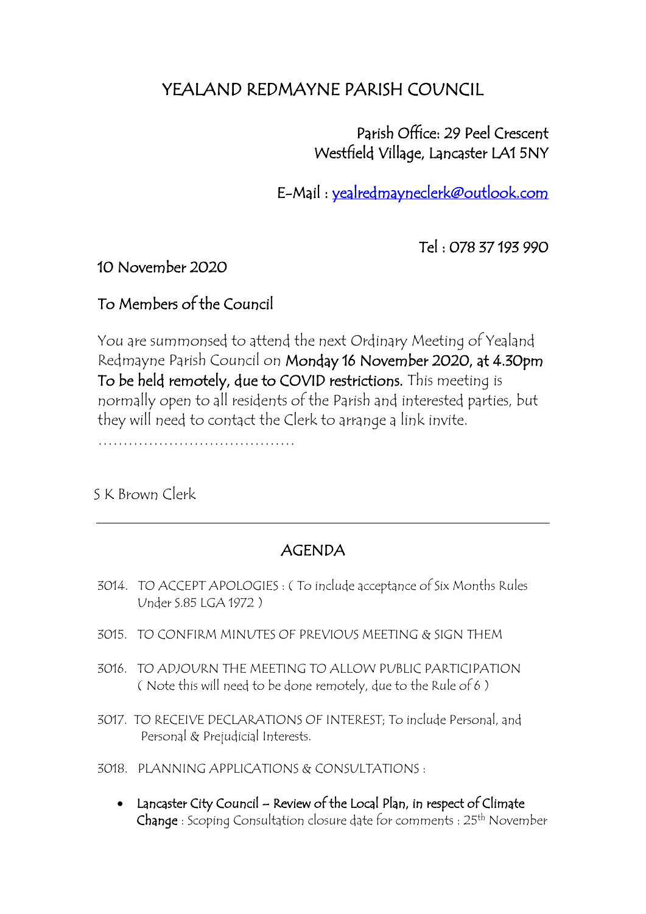# YEALAND REDMAYNE PARISH COUNCIL

Parish Office: 29 Peel Crescent
Westfield Village, Lancaster LA1 5NY

E-Mail : yealredmayneclerk@outlook.com

Tel : 078 37 193 990

10 November 2020

To Members of the Council

You are summonsed to attend the next Ordinary Meeting of Yealand Redmayne Parish Council on **Monday 16 November 2020, at 4.30pm To be held remotely, due to COVID restrictions.** This meeting is normally open to all residents of the Parish and interested parties, but they will need to contact the Clerk to arrange a link invite.

.......................................

S K Brown Clerk

---

## AGENDA

3014. TO ACCEPT APOLOGIES : ( To include acceptance of Six Months Rules Under S.85 LGA 1972 )

3015. TO CONFIRM MINUTES OF PREVIOUS MEETING & SIGN THEM

3016. TO ADJOURN THE MEETING TO ALLOW PUBLIC PARTICIPATION ( Note this will need to be done remotely, due to the Rule of 6 )

3017. TO RECEIVE DECLARATIONS OF INTEREST; To include Personal, and Personal & Prejudicial Interests.

3018. PLANNING APPLICATIONS & CONSULTATIONS :

- **Lancaster City Council – Review of the Local Plan, in respect of Climate Change** : Scoping Consultation closure date for comments : 25th November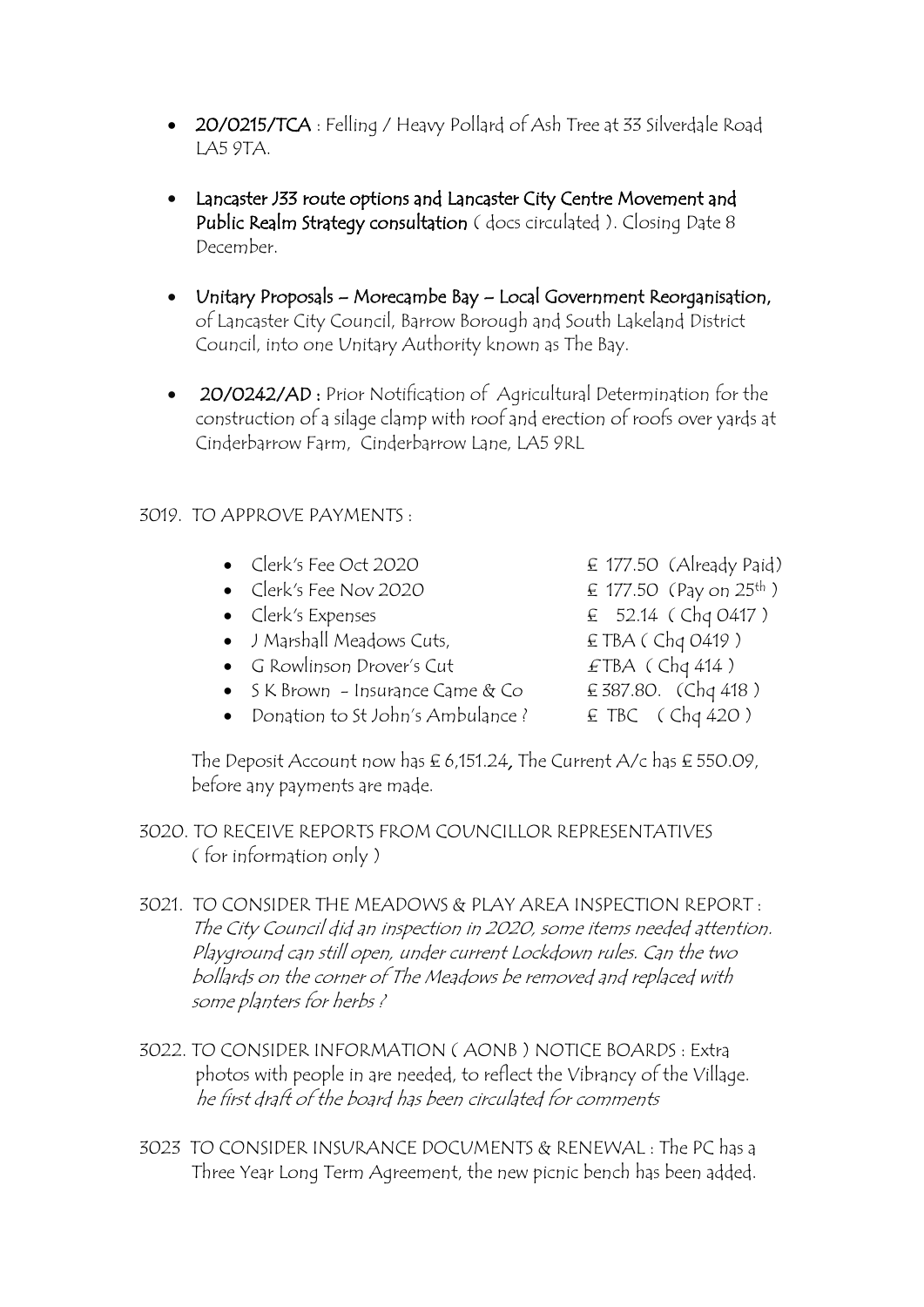- **20/0215/TCA** : Felling / Heavy Pollard of Ash Tree at 33 Silverdale Road LA5 9TA.

- **Lancaster J33 route options and Lancaster City Centre Movement and Public Realm Strategy consultation** ( docs circulated ). Closing Date 8 December.

- **Unitary Proposals – Morecambe Bay – Local Government Reorganisation,** of Lancaster City Council, Barrow Borough and South Lakeland District Council, into one Unitary Authority known as The Bay.

- **20/0242/AD :** Prior Notification of Agricultural Determination for the construction of a silage clamp with roof and erection of roofs over yards at Cinderbarrow Farm, Cinderbarrow Lane, LA5 9RL

3019. TO APPROVE PAYMENTS :

- Clerk's Fee Oct 2020 — £ 177.50 (Already Paid)
- Clerk's Fee Nov 2020 — £ 177.50 (Pay on 25th )
- Clerk's Expenses — £ 52.14 ( Chq 0417 )
- J Marshall Meadows Cuts, — £ TBA ( Chq 0419 )
- G Rowlinson Drover's Cut — £TBA ( Chq 414 )
- S K Brown - Insurance Came & Co — £ 387.80. (Chq 418 )
- Donation to St John's Ambulance ? — £ TBC ( Chq 420 )

The Deposit Account now has £ 6,151.24, The Current A/c has £ 550.09, before any payments are made.

3020. TO RECEIVE REPORTS FROM COUNCILLOR REPRESENTATIVES ( for information only )

3021. TO CONSIDER THE MEADOWS & PLAY AREA INSPECTION REPORT : *The City Council did an inspection in 2020, some items needed attention. Playground can still open, under current Lockdown rules. Can the two bollards on the corner of The Meadows be removed and replaced with some planters for herbs ?*

3022. TO CONSIDER INFORMATION ( AONB ) NOTICE BOARDS : Extra photos with people in are needed, to reflect the Vibrancy of the Village. *he first draft of the board has been circulated for comments*

3023 TO CONSIDER INSURANCE DOCUMENTS & RENEWAL : The PC has a Three Year Long Term Agreement, the new picnic bench has been added.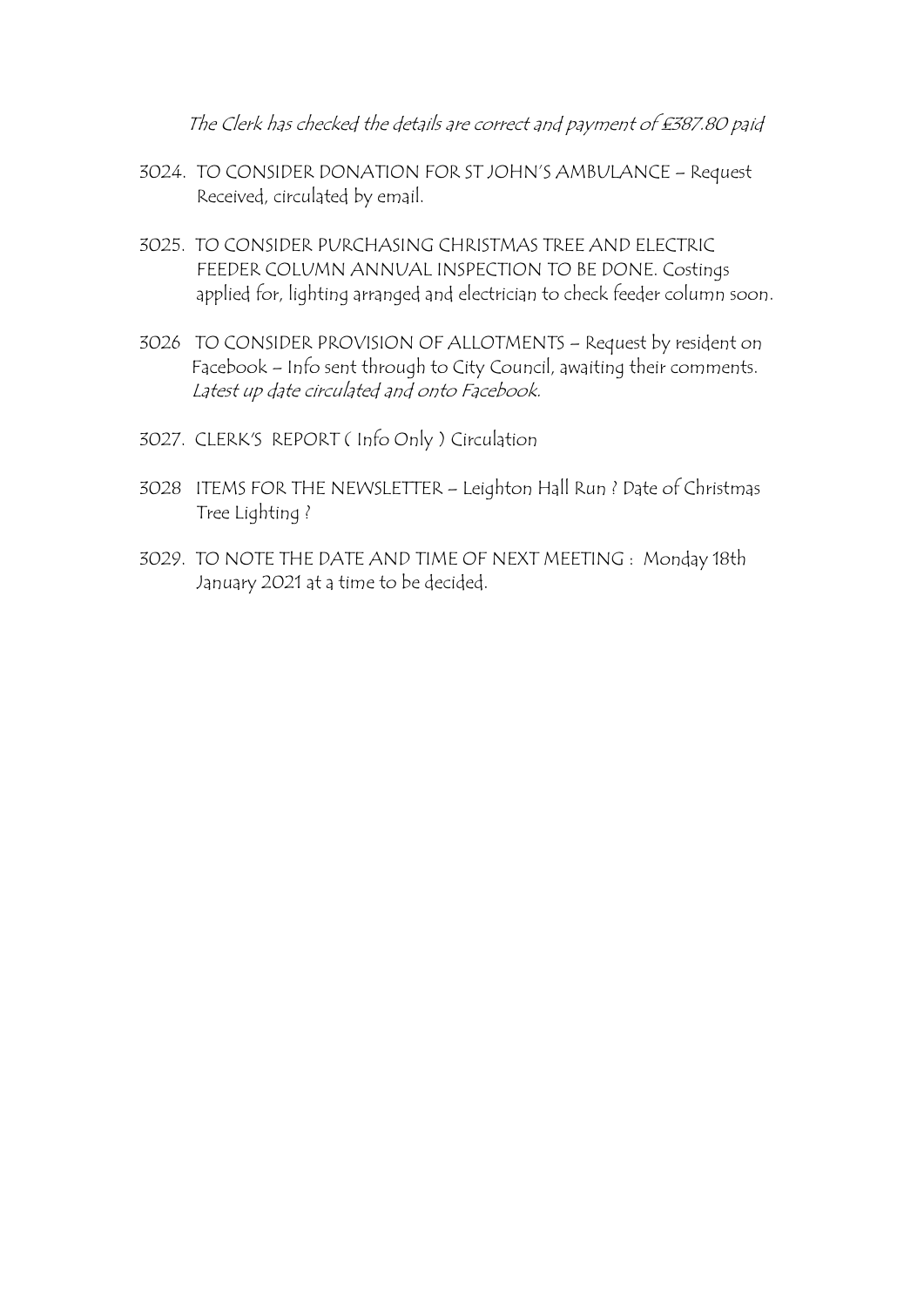*The Clerk has checked the details are correct and payment of £387.80 paid*

3024. TO CONSIDER DONATION FOR ST JOHN'S AMBULANCE – Request Received, circulated by email.

3025. TO CONSIDER PURCHASING CHRISTMAS TREE AND ELECTRIC FEEDER COLUMN ANNUAL INSPECTION TO BE DONE. Costings applied for, lighting arranged and electrician to check feeder column soon.

3026 TO CONSIDER PROVISION OF ALLOTMENTS – Request by resident on Facebook – Info sent through to City Council, awaiting their comments. *Latest up date circulated and onto Facebook.*

3027. CLERK'S REPORT ( Info Only ) Circulation

3028 ITEMS FOR THE NEWSLETTER – Leighton Hall Run ? Date of Christmas Tree Lighting ?

3029. TO NOTE THE DATE AND TIME OF NEXT MEETING : Monday 18th January 2021 at a time to be decided.